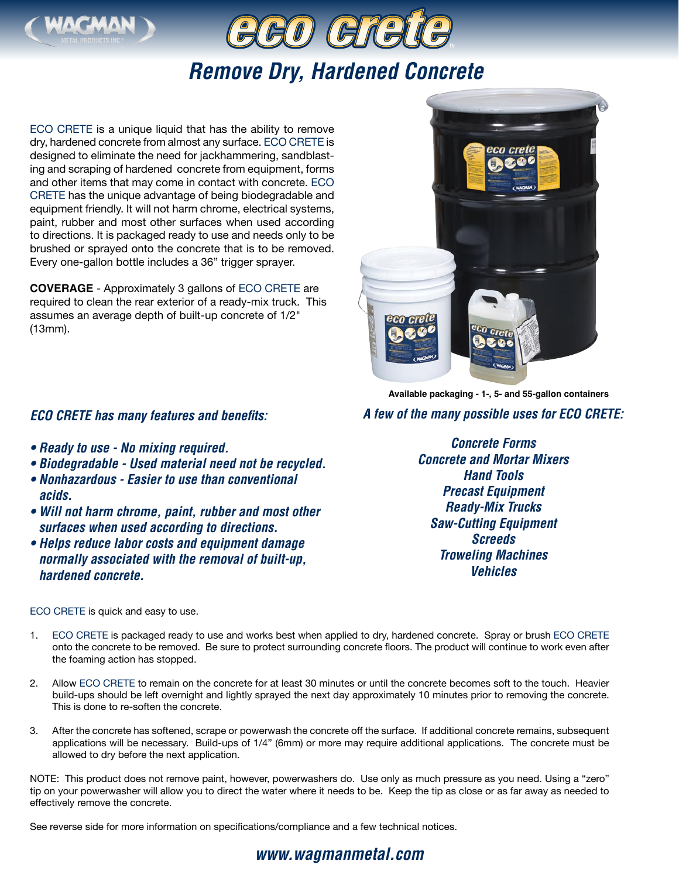# eco crete

## Remove Dry, Hardened Concrete

ECO CRETE is a unique liquid that has the ability to remove dry, hardened concrete from almost any surface. ECO CRETE is designed to eliminate the need for jackhammering, sandblasting and scraping of hardened concrete from equipment, forms and other items that may come in contact with concrete. ECO CRETE has the unique advantage of being biodegradable and equipment friendly. It will not harm chrome, electrical systems, paint, rubber and most other surfaces when used according to directions. It is packaged ready to use and needs only to be brushed or sprayed onto the concrete that is to be removed. Every one-gallon bottle includes a 36" trigger sprayer.

**COVERAGE** - Approximately 3 gallons of ECO CRETE are required to clean the rear exterior of a ready-mix truck. This assumes an average depth of built-up concrete of 1/2" (13mm).

**Available packaging - 1-, 5- and 55-gallon containers**

### *ECO CRETE has many features and benefits:*

- ***Ready to use - No mixing required.***
- ***Biodegradable - Used material need not be recycled.***
- ***Nonhazardous - Easier to use than conventional acids.***
- ***Will not harm chrome, paint, rubber and most other surfaces when used according to directions.***
- ***Helps reduce labor costs and equipment damage normally associated with the removal of built-up, hardened concrete.***

### *A few of the many possible uses for ECO CRETE:*

*Concrete Forms*
*Concrete and Mortar Mixers*
*Hand Tools*
*Precast Equipment*
*Ready-Mix Trucks*
*Saw-Cutting Equipment*
*Screeds*
*Troweling Machines*
*Vehicles*

ECO CRETE is quick and easy to use.

1. ECO CRETE is packaged ready to use and works best when applied to dry, hardened concrete. Spray or brush ECO CRETE onto the concrete to be removed. Be sure to protect surrounding concrete floors. The product will continue to work even after the foaming action has stopped.

2. Allow ECO CRETE to remain on the concrete for at least 30 minutes or until the concrete becomes soft to the touch. Heavier build-ups should be left overnight and lightly sprayed the next day approximately 10 minutes prior to removing the concrete. This is done to re-soften the concrete.

3. After the concrete has softened, scrape or powerwash the concrete off the surface. If additional concrete remains, subsequent applications will be necessary. Build-ups of 1/4" (6mm) or more may require additional applications. The concrete must be allowed to dry before the next application.

NOTE: This product does not remove paint, however, powerwashers do. Use only as much pressure as you need. Using a "zero" tip on your powerwasher will allow you to direct the water where it needs to be. Keep the tip as close or as far away as needed to effectively remove the concrete.

See reverse side for more information on specifications/compliance and a few technical notices.

***www.wagmanmetal.com***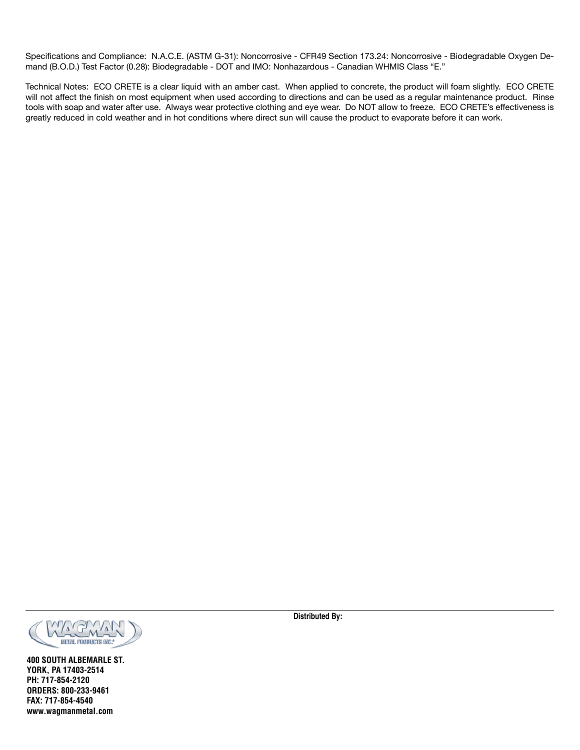Specifications and Compliance: N.A.C.E. (ASTM G-31): Noncorrosive - CFR49 Section 173.24: Noncorrosive - Biodegradable Oxygen Demand (B.O.D.) Test Factor (0.28): Biodegradable - DOT and IMO: Nonhazardous - Canadian WHMIS Class "E."

Technical Notes: ECO CRETE is a clear liquid with an amber cast. When applied to concrete, the product will foam slightly. ECO CRETE will not affect the finish on most equipment when used according to directions and can be used as a regular maintenance product. Rinse tools with soap and water after use. Always wear protective clothing and eye wear. Do NOT allow to freeze. ECO CRETE's effectiveness is greatly reduced in cold weather and in hot conditions where direct sun will cause the product to evaporate before it can work.

WAGMAN METAL PRODUCTS INC.®

**400 SOUTH ALBEMARLE ST.**
**YORK, PA 17403-2514**
**PH: 717-854-2120**
**ORDERS: 800-233-9461**
**FAX: 717-854-4540**
**www.wagmanmetal.com**

**Distributed By:**